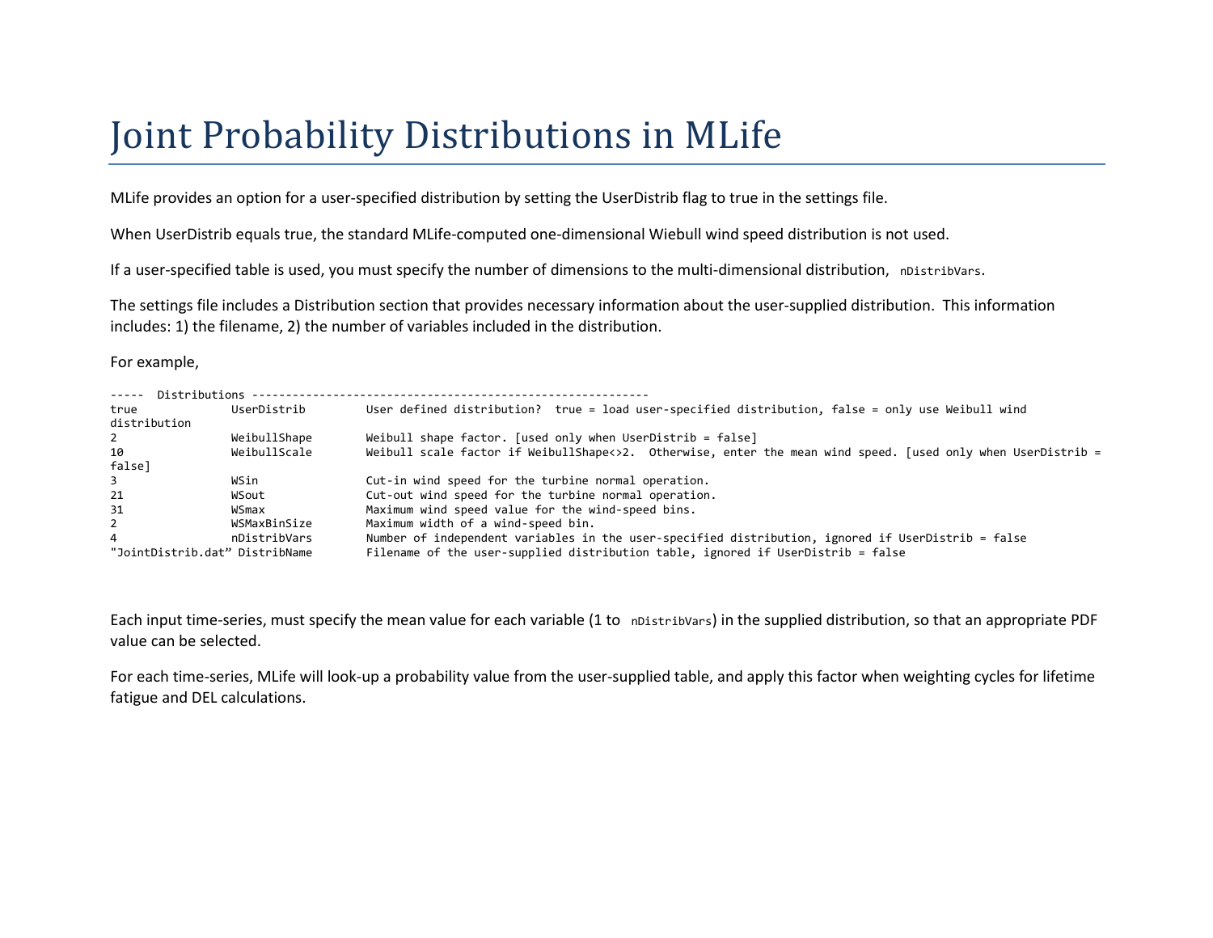# Joint Probability Distributions in MLife

MLife provides an option for a user-specified distribution by setting the UserDistrib flag to true in the settings file.

When UserDistrib equals true, the standard MLife-computed one-dimensional Weibull wind speed distribution is not used.

If a user-specified table is used, you must specify the number of dimensions to the multi-dimensional distribution, `nDistribVars`.

The settings file includes a Distribution section that provides necessary information about the user-supplied distribution. This information includes: 1) the filename, 2) the number of variables included in the distribution.

For example,

```
-----  Distributions ----------------------------------------------------------
true             UserDistrib        User defined distribution?  true = load user-specified distribution, false = only use Weibull wind 
distribution
2                WeibullShape       Weibull shape factor. [used only when UserDistrib = false]
10               WeibullScale       Weibull scale factor if WeibullShape<>2.  Otherwise, enter the mean wind speed. [used only when UserDistrib = 
false]
3                WSin               Cut-in wind speed for the turbine normal operation.
21               WSout              Cut-out wind speed for the turbine normal operation.
31               WSmax              Maximum wind speed value for the wind-speed bins.
2                WSMaxBinSize       Maximum width of a wind-speed bin.
4                nDistribVars       Number of independent variables in the user-specified distribution, ignored if UserDistrib = false
"JointDistrib.dat" DistribName      Filename of the user-supplied distribution table, ignored if UserDistrib = false
```

Each input time-series, must specify the mean value for each variable (1 to `nDistribVars`) in the supplied distribution, so that an appropriate PDF value can be selected.

For each time-series, MLife will look-up a probability value from the user-supplied table, and apply this factor when weighting cycles for lifetime fatigue and DEL calculations.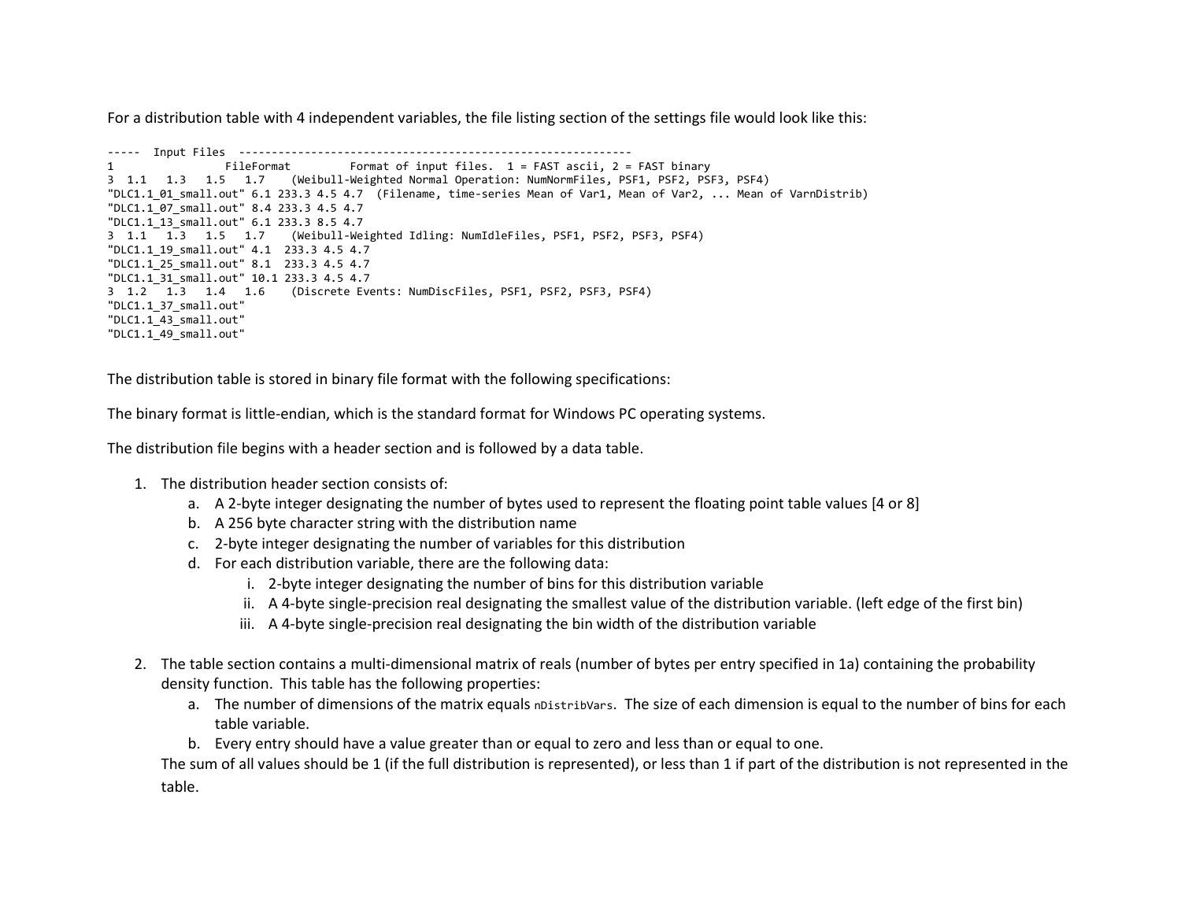For a distribution table with 4 independent variables, the file listing section of the settings file would look like this:

```
-----  Input Files  ----------------------------------------------------------
1                 FileFormat         Format of input files.  1 = FAST ascii, 2 = FAST binary
3  1.1   1.3   1.5   1.7    (Weibull-Weighted Normal Operation: NumNormFiles, PSF1, PSF2, PSF3, PSF4)
"DLC1.1_01_small.out" 6.1 233.3 4.5 4.7  (Filename, time-series Mean of Var1, Mean of Var2, ... Mean of VarnDistrib)
"DLC1.1_07_small.out" 8.4 233.3 4.5 4.7
"DLC1.1_13_small.out" 6.1 233.3 8.5 4.7
3  1.1   1.3   1.5   1.7    (Weibull-Weighted Idling: NumIdleFiles, PSF1, PSF2, PSF3, PSF4)
"DLC1.1_19_small.out" 4.1  233.3 4.5 4.7
"DLC1.1_25_small.out" 8.1  233.3 4.5 4.7
"DLC1.1_31_small.out" 10.1 233.3 4.5 4.7
3  1.2   1.3   1.4   1.6    (Discrete Events: NumDiscFiles, PSF1, PSF2, PSF3, PSF4)
"DLC1.1_37_small.out"
"DLC1.1_43_small.out"
"DLC1.1_49_small.out"
```

The distribution table is stored in binary file format with the following specifications:

The binary format is little-endian, which is the standard format for Windows PC operating systems.

The distribution file begins with a header section and is followed by a data table.

1. The distribution header section consists of:
   a. A 2-byte integer designating the number of bytes used to represent the floating point table values [4 or 8]
   b. A 256 byte character string with the distribution name
   c. 2-byte integer designating the number of variables for this distribution
   d. For each distribution variable, there are the following data:
      i. 2-byte integer designating the number of bins for this distribution variable
      ii. A 4-byte single-precision real designating the smallest value of the distribution variable. (left edge of the first bin)
      iii. A 4-byte single-precision real designating the bin width of the distribution variable

2. The table section contains a multi-dimensional matrix of reals (number of bytes per entry specified in 1a) containing the probability density function. This table has the following properties:
   a. The number of dimensions of the matrix equals `nDistribVars`. The size of each dimension is equal to the number of bins for each table variable.
   b. Every entry should have a value greater than or equal to zero and less than or equal to one.

   The sum of all values should be 1 (if the full distribution is represented), or less than 1 if part of the distribution is not represented in the table.